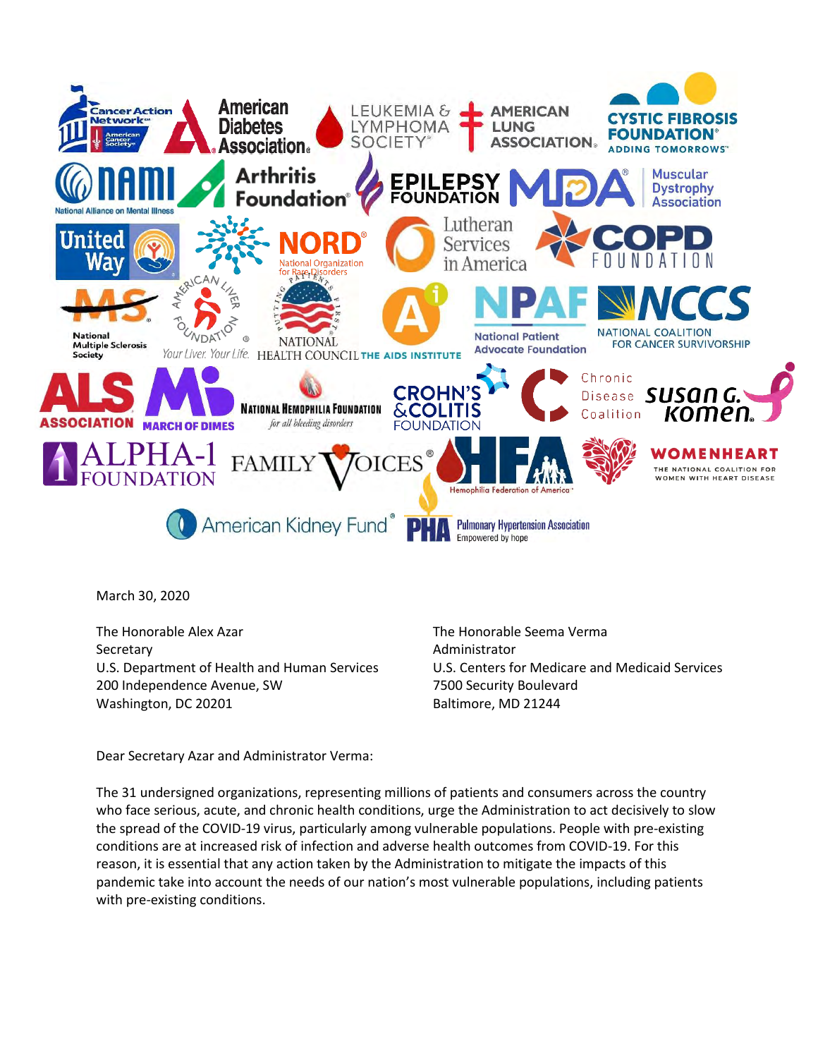March 30, 2020

The Honorable Alex Azar
Secretary
U.S. Department of Health and Human Services
200 Independence Avenue, SW
Washington, DC 20201

The Honorable Seema Verma
Administrator
U.S. Centers for Medicare and Medicaid Services
7500 Security Boulevard
Baltimore, MD 21244

Dear Secretary Azar and Administrator Verma:

The 31 undersigned organizations, representing millions of patients and consumers across the country who face serious, acute, and chronic health conditions, urge the Administration to act decisively to slow the spread of the COVID-19 virus, particularly among vulnerable populations. People with pre-existing conditions are at increased risk of infection and adverse health outcomes from COVID-19. For this reason, it is essential that any action taken by the Administration to mitigate the impacts of this pandemic take into account the needs of our nation's most vulnerable populations, including patients with pre-existing conditions.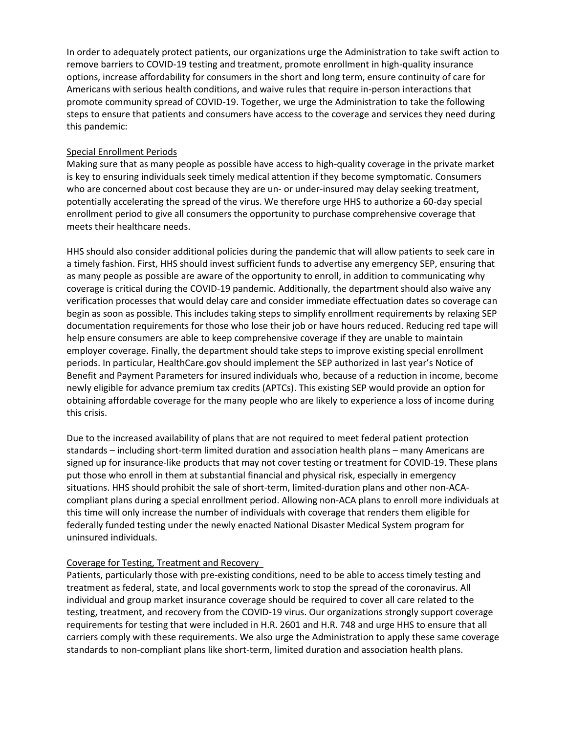In order to adequately protect patients, our organizations urge the Administration to take swift action to remove barriers to COVID-19 testing and treatment, promote enrollment in high-quality insurance options, increase affordability for consumers in the short and long term, ensure continuity of care for Americans with serious health conditions, and waive rules that require in-person interactions that promote community spread of COVID-19. Together, we urge the Administration to take the following steps to ensure that patients and consumers have access to the coverage and services they need during this pandemic:

Special Enrollment Periods

Making sure that as many people as possible have access to high-quality coverage in the private market is key to ensuring individuals seek timely medical attention if they become symptomatic. Consumers who are concerned about cost because they are un- or under-insured may delay seeking treatment, potentially accelerating the spread of the virus. We therefore urge HHS to authorize a 60-day special enrollment period to give all consumers the opportunity to purchase comprehensive coverage that meets their healthcare needs.

HHS should also consider additional policies during the pandemic that will allow patients to seek care in a timely fashion. First, HHS should invest sufficient funds to advertise any emergency SEP, ensuring that as many people as possible are aware of the opportunity to enroll, in addition to communicating why coverage is critical during the COVID-19 pandemic. Additionally, the department should also waive any verification processes that would delay care and consider immediate effectuation dates so coverage can begin as soon as possible. This includes taking steps to simplify enrollment requirements by relaxing SEP documentation requirements for those who lose their job or have hours reduced. Reducing red tape will help ensure consumers are able to keep comprehensive coverage if they are unable to maintain employer coverage. Finally, the department should take steps to improve existing special enrollment periods. In particular, HealthCare.gov should implement the SEP authorized in last year's Notice of Benefit and Payment Parameters for insured individuals who, because of a reduction in income, become newly eligible for advance premium tax credits (APTCs). This existing SEP would provide an option for obtaining affordable coverage for the many people who are likely to experience a loss of income during this crisis.

Due to the increased availability of plans that are not required to meet federal patient protection standards – including short-term limited duration and association health plans – many Americans are signed up for insurance-like products that may not cover testing or treatment for COVID-19. These plans put those who enroll in them at substantial financial and physical risk, especially in emergency situations. HHS should prohibit the sale of short-term, limited-duration plans and other non-ACA-compliant plans during a special enrollment period. Allowing non-ACA plans to enroll more individuals at this time will only increase the number of individuals with coverage that renders them eligible for federally funded testing under the newly enacted National Disaster Medical System program for uninsured individuals.

Coverage for Testing, Treatment and Recovery

Patients, particularly those with pre-existing conditions, need to be able to access timely testing and treatment as federal, state, and local governments work to stop the spread of the coronavirus. All individual and group market insurance coverage should be required to cover all care related to the testing, treatment, and recovery from the COVID-19 virus. Our organizations strongly support coverage requirements for testing that were included in H.R. 2601 and H.R. 748 and urge HHS to ensure that all carriers comply with these requirements. We also urge the Administration to apply these same coverage standards to non-compliant plans like short-term, limited duration and association health plans.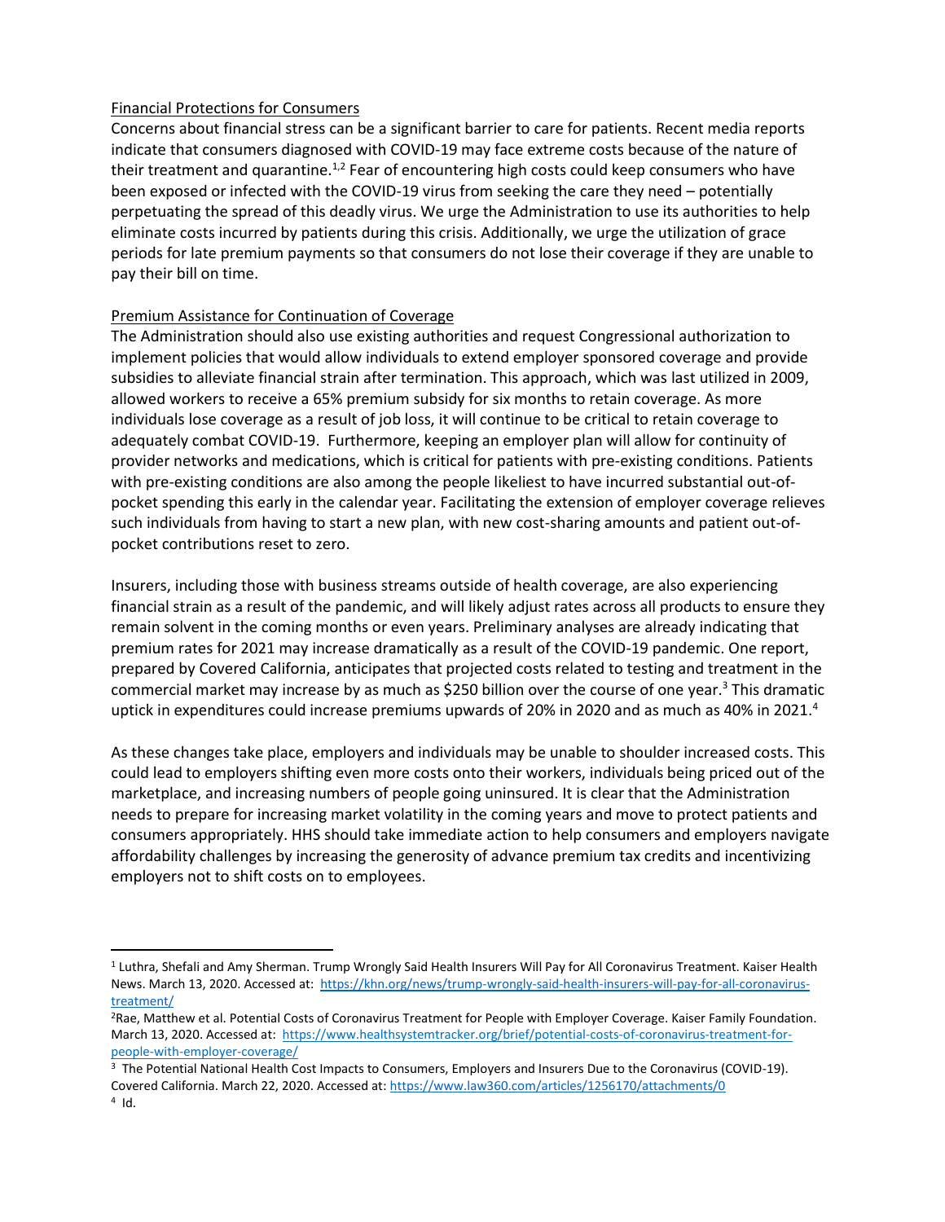Financial Protections for Consumers

Concerns about financial stress can be a significant barrier to care for patients. Recent media reports indicate that consumers diagnosed with COVID-19 may face extreme costs because of the nature of their treatment and quarantine.[1,2] Fear of encountering high costs could keep consumers who have been exposed or infected with the COVID-19 virus from seeking the care they need – potentially perpetuating the spread of this deadly virus. We urge the Administration to use its authorities to help eliminate costs incurred by patients during this crisis. Additionally, we urge the utilization of grace periods for late premium payments so that consumers do not lose their coverage if they are unable to pay their bill on time.

Premium Assistance for Continuation of Coverage

The Administration should also use existing authorities and request Congressional authorization to implement policies that would allow individuals to extend employer sponsored coverage and provide subsidies to alleviate financial strain after termination. This approach, which was last utilized in 2009, allowed workers to receive a 65% premium subsidy for six months to retain coverage. As more individuals lose coverage as a result of job loss, it will continue to be critical to retain coverage to adequately combat COVID-19. Furthermore, keeping an employer plan will allow for continuity of provider networks and medications, which is critical for patients with pre-existing conditions. Patients with pre-existing conditions are also among the people likeliest to have incurred substantial out-of-pocket spending this early in the calendar year. Facilitating the extension of employer coverage relieves such individuals from having to start a new plan, with new cost-sharing amounts and patient out-of-pocket contributions reset to zero.

Insurers, including those with business streams outside of health coverage, are also experiencing financial strain as a result of the pandemic, and will likely adjust rates across all products to ensure they remain solvent in the coming months or even years. Preliminary analyses are already indicating that premium rates for 2021 may increase dramatically as a result of the COVID-19 pandemic. One report, prepared by Covered California, anticipates that projected costs related to testing and treatment in the commercial market may increase by as much as $250 billion over the course of one year.[3] This dramatic uptick in expenditures could increase premiums upwards of 20% in 2020 and as much as 40% in 2021.[4]

As these changes take place, employers and individuals may be unable to shoulder increased costs. This could lead to employers shifting even more costs onto their workers, individuals being priced out of the marketplace, and increasing numbers of people going uninsured. It is clear that the Administration needs to prepare for increasing market volatility in the coming years and move to protect patients and consumers appropriately. HHS should take immediate action to help consumers and employers navigate affordability challenges by increasing the generosity of advance premium tax credits and incentivizing employers not to shift costs on to employees.

---

[1] Luthra, Shefali and Amy Sherman. Trump Wrongly Said Health Insurers Will Pay for All Coronavirus Treatment. Kaiser Health News. March 13, 2020. Accessed at: https://khn.org/news/trump-wrongly-said-health-insurers-will-pay-for-all-coronavirus-treatment/

[2] Rae, Matthew et al. Potential Costs of Coronavirus Treatment for People with Employer Coverage. Kaiser Family Foundation. March 13, 2020. Accessed at: https://www.healthsystemtracker.org/brief/potential-costs-of-coronavirus-treatment-for-people-with-employer-coverage/

[3] The Potential National Health Cost Impacts to Consumers, Employers and Insurers Due to the Coronavirus (COVID-19). Covered California. March 22, 2020. Accessed at: https://www.law360.com/articles/1256170/attachments/0

[4] Id.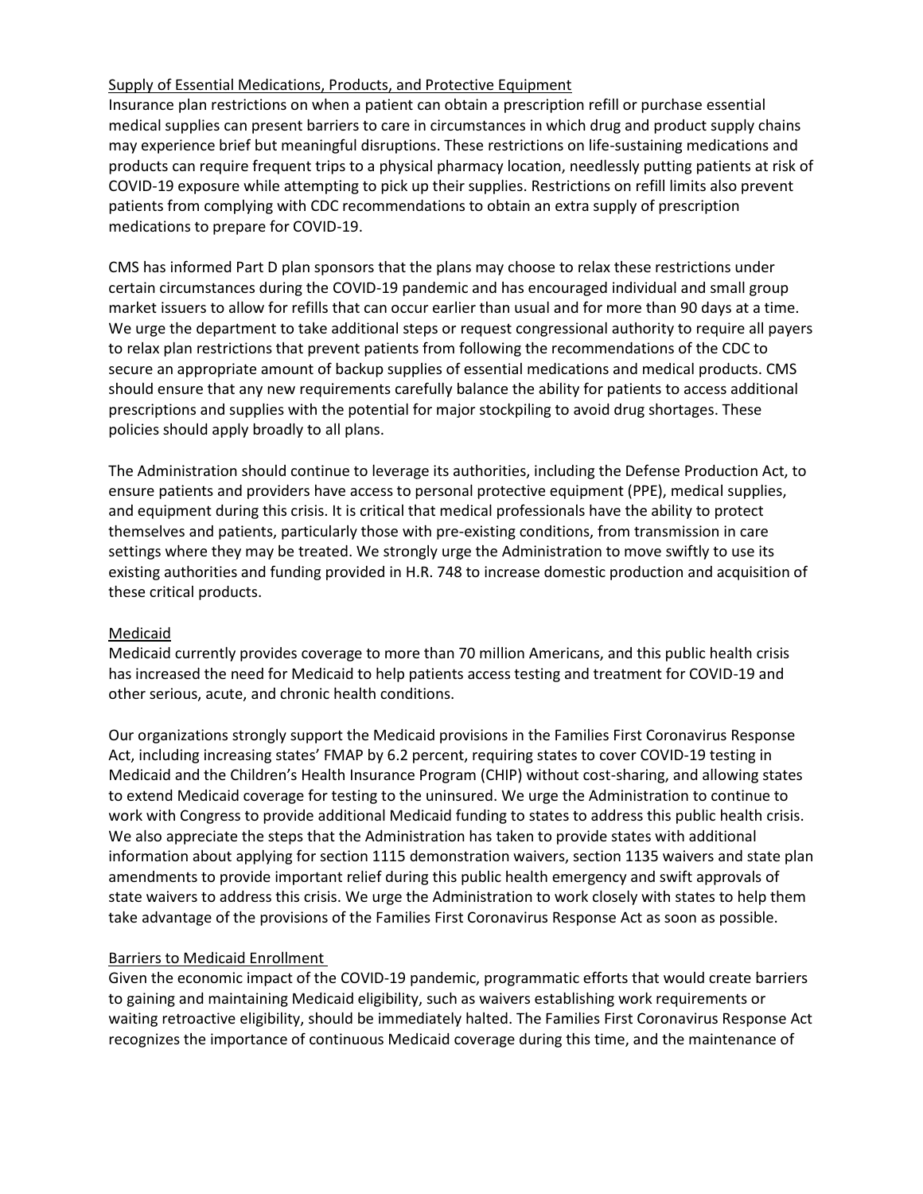Supply of Essential Medications, Products, and Protective Equipment

Insurance plan restrictions on when a patient can obtain a prescription refill or purchase essential medical supplies can present barriers to care in circumstances in which drug and product supply chains may experience brief but meaningful disruptions. These restrictions on life-sustaining medications and products can require frequent trips to a physical pharmacy location, needlessly putting patients at risk of COVID-19 exposure while attempting to pick up their supplies. Restrictions on refill limits also prevent patients from complying with CDC recommendations to obtain an extra supply of prescription medications to prepare for COVID-19.

CMS has informed Part D plan sponsors that the plans may choose to relax these restrictions under certain circumstances during the COVID-19 pandemic and has encouraged individual and small group market issuers to allow for refills that can occur earlier than usual and for more than 90 days at a time. We urge the department to take additional steps or request congressional authority to require all payers to relax plan restrictions that prevent patients from following the recommendations of the CDC to secure an appropriate amount of backup supplies of essential medications and medical products. CMS should ensure that any new requirements carefully balance the ability for patients to access additional prescriptions and supplies with the potential for major stockpiling to avoid drug shortages. These policies should apply broadly to all plans.

The Administration should continue to leverage its authorities, including the Defense Production Act, to ensure patients and providers have access to personal protective equipment (PPE), medical supplies, and equipment during this crisis. It is critical that medical professionals have the ability to protect themselves and patients, particularly those with pre-existing conditions, from transmission in care settings where they may be treated. We strongly urge the Administration to move swiftly to use its existing authorities and funding provided in H.R. 748 to increase domestic production and acquisition of these critical products.

Medicaid

Medicaid currently provides coverage to more than 70 million Americans, and this public health crisis has increased the need for Medicaid to help patients access testing and treatment for COVID-19 and other serious, acute, and chronic health conditions.

Our organizations strongly support the Medicaid provisions in the Families First Coronavirus Response Act, including increasing states' FMAP by 6.2 percent, requiring states to cover COVID-19 testing in Medicaid and the Children's Health Insurance Program (CHIP) without cost-sharing, and allowing states to extend Medicaid coverage for testing to the uninsured. We urge the Administration to continue to work with Congress to provide additional Medicaid funding to states to address this public health crisis. We also appreciate the steps that the Administration has taken to provide states with additional information about applying for section 1115 demonstration waivers, section 1135 waivers and state plan amendments to provide important relief during this public health emergency and swift approvals of state waivers to address this crisis. We urge the Administration to work closely with states to help them take advantage of the provisions of the Families First Coronavirus Response Act as soon as possible.

Barriers to Medicaid Enrollment

Given the economic impact of the COVID-19 pandemic, programmatic efforts that would create barriers to gaining and maintaining Medicaid eligibility, such as waivers establishing work requirements or waiting retroactive eligibility, should be immediately halted. The Families First Coronavirus Response Act recognizes the importance of continuous Medicaid coverage during this time, and the maintenance of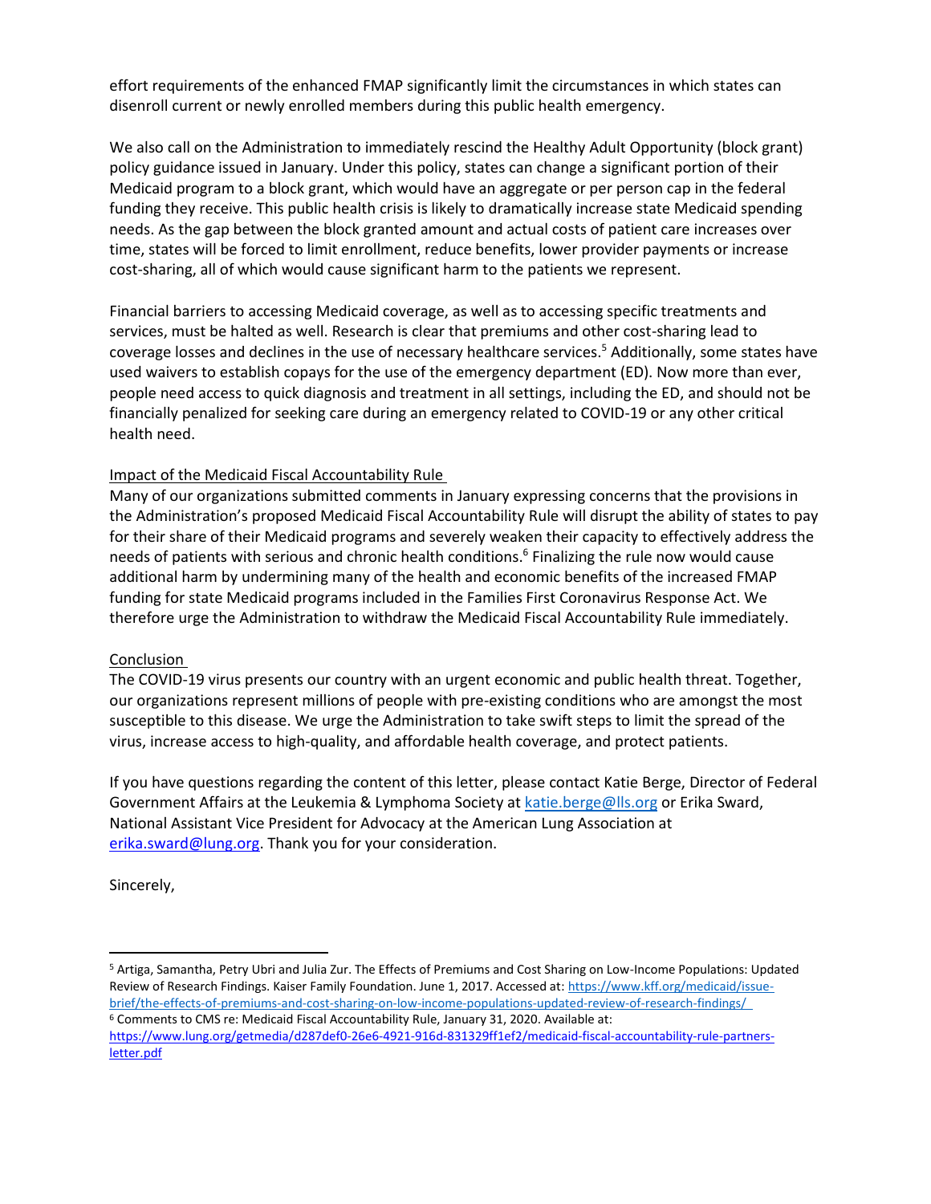effort requirements of the enhanced FMAP significantly limit the circumstances in which states can disenroll current or newly enrolled members during this public health emergency.

We also call on the Administration to immediately rescind the Healthy Adult Opportunity (block grant) policy guidance issued in January. Under this policy, states can change a significant portion of their Medicaid program to a block grant, which would have an aggregate or per person cap in the federal funding they receive. This public health crisis is likely to dramatically increase state Medicaid spending needs. As the gap between the block granted amount and actual costs of patient care increases over time, states will be forced to limit enrollment, reduce benefits, lower provider payments or increase cost-sharing, all of which would cause significant harm to the patients we represent.

Financial barriers to accessing Medicaid coverage, as well as to accessing specific treatments and services, must be halted as well. Research is clear that premiums and other cost-sharing lead to coverage losses and declines in the use of necessary healthcare services.[5] Additionally, some states have used waivers to establish copays for the use of the emergency department (ED). Now more than ever, people need access to quick diagnosis and treatment in all settings, including the ED, and should not be financially penalized for seeking care during an emergency related to COVID-19 or any other critical health need.

Impact of the Medicaid Fiscal Accountability Rule

Many of our organizations submitted comments in January expressing concerns that the provisions in the Administration's proposed Medicaid Fiscal Accountability Rule will disrupt the ability of states to pay for their share of their Medicaid programs and severely weaken their capacity to effectively address the needs of patients with serious and chronic health conditions.[6] Finalizing the rule now would cause additional harm by undermining many of the health and economic benefits of the increased FMAP funding for state Medicaid programs included in the Families First Coronavirus Response Act. We therefore urge the Administration to withdraw the Medicaid Fiscal Accountability Rule immediately.

Conclusion

The COVID-19 virus presents our country with an urgent economic and public health threat. Together, our organizations represent millions of people with pre-existing conditions who are amongst the most susceptible to this disease. We urge the Administration to take swift steps to limit the spread of the virus, increase access to high-quality, and affordable health coverage, and protect patients.

If you have questions regarding the content of this letter, please contact Katie Berge, Director of Federal Government Affairs at the Leukemia & Lymphoma Society at katie.berge@lls.org or Erika Sward, National Assistant Vice President for Advocacy at the American Lung Association at erika.sward@lung.org. Thank you for your consideration.

Sincerely,

---

[5] Artiga, Samantha, Petry Ubri and Julia Zur. The Effects of Premiums and Cost Sharing on Low-Income Populations: Updated Review of Research Findings. Kaiser Family Foundation. June 1, 2017. Accessed at: https://www.kff.org/medicaid/issue-brief/the-effects-of-premiums-and-cost-sharing-on-low-income-populations-updated-review-of-research-findings/

[6] Comments to CMS re: Medicaid Fiscal Accountability Rule, January 31, 2020. Available at: https://www.lung.org/getmedia/d287def0-26e6-4921-916d-831329ff1ef2/medicaid-fiscal-accountability-rule-partners-letter.pdf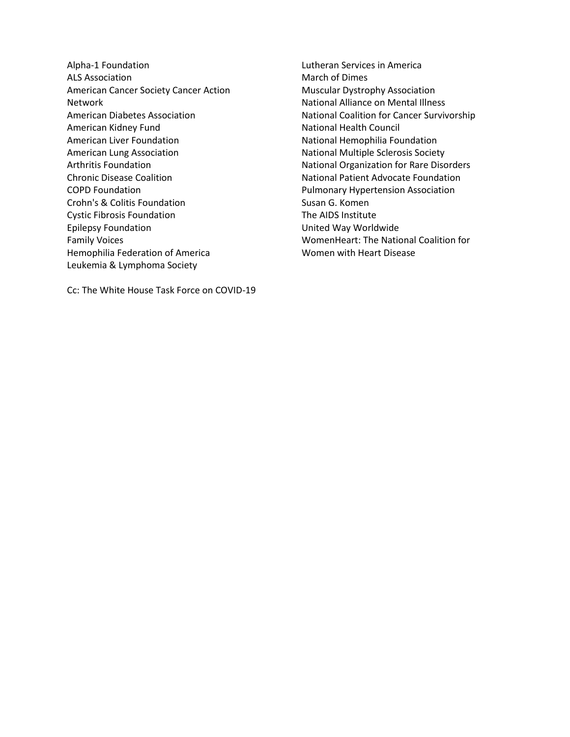Alpha-1 Foundation
ALS Association
American Cancer Society Cancer Action Network
American Diabetes Association
American Kidney Fund
American Liver Foundation
American Lung Association
Arthritis Foundation
Chronic Disease Coalition
COPD Foundation
Crohn's & Colitis Foundation
Cystic Fibrosis Foundation
Epilepsy Foundation
Family Voices
Hemophilia Federation of America
Leukemia & Lymphoma Society
Lutheran Services in America
March of Dimes
Muscular Dystrophy Association
National Alliance on Mental Illness
National Coalition for Cancer Survivorship
National Health Council
National Hemophilia Foundation
National Multiple Sclerosis Society
National Organization for Rare Disorders
National Patient Advocate Foundation
Pulmonary Hypertension Association
Susan G. Komen
The AIDS Institute
United Way Worldwide
WomenHeart: The National Coalition for Women with Heart Disease

Cc: The White House Task Force on COVID-19